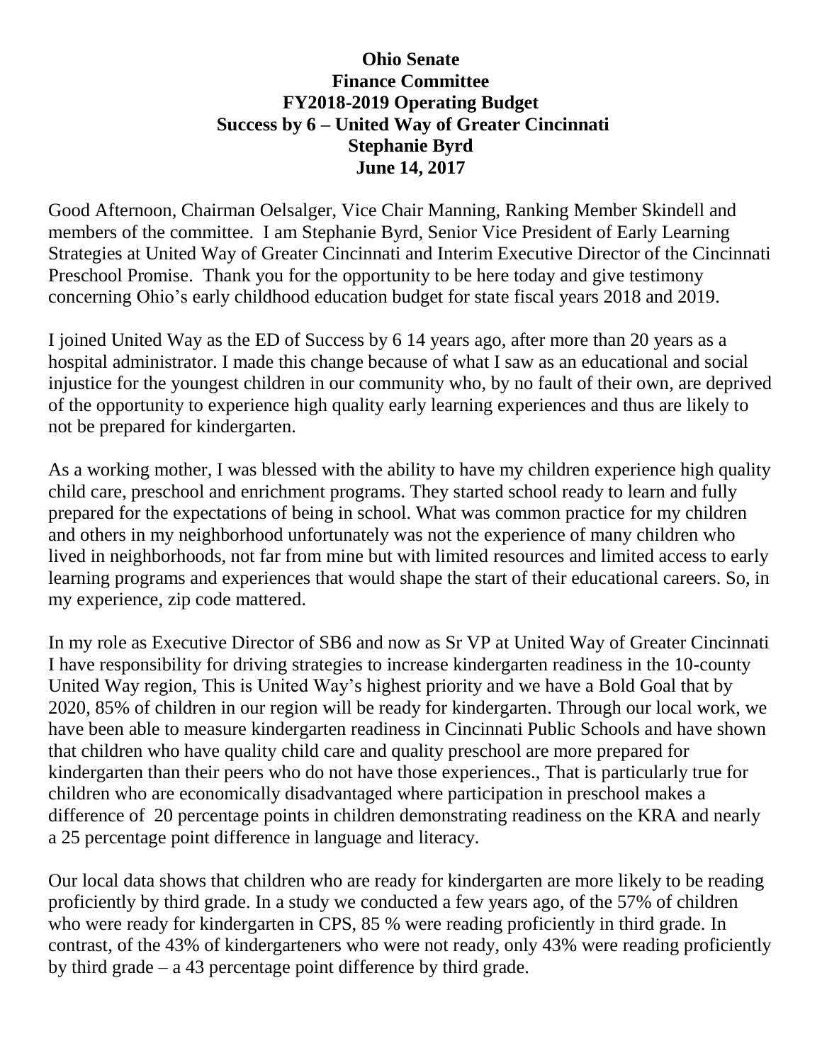**Ohio Senate**
**Finance Committee**
**FY2018-2019 Operating Budget**
**Success by 6 – United Way of Greater Cincinnati**
**Stephanie Byrd**
**June 14, 2017**

Good Afternoon, Chairman Oelsalger, Vice Chair Manning, Ranking Member Skindell and members of the committee. I am Stephanie Byrd, Senior Vice President of Early Learning Strategies at United Way of Greater Cincinnati and Interim Executive Director of the Cincinnati Preschool Promise. Thank you for the opportunity to be here today and give testimony concerning Ohio's early childhood education budget for state fiscal years 2018 and 2019.

I joined United Way as the ED of Success by 6 14 years ago, after more than 20 years as a hospital administrator. I made this change because of what I saw as an educational and social injustice for the youngest children in our community who, by no fault of their own, are deprived of the opportunity to experience high quality early learning experiences and thus are likely to not be prepared for kindergarten.

As a working mother, I was blessed with the ability to have my children experience high quality child care, preschool and enrichment programs. They started school ready to learn and fully prepared for the expectations of being in school. What was common practice for my children and others in my neighborhood unfortunately was not the experience of many children who lived in neighborhoods, not far from mine but with limited resources and limited access to early learning programs and experiences that would shape the start of their educational careers. So, in my experience, zip code mattered.

In my role as Executive Director of SB6 and now as Sr VP at United Way of Greater Cincinnati I have responsibility for driving strategies to increase kindergarten readiness in the 10-county United Way region, This is United Way's highest priority and we have a Bold Goal that by 2020, 85% of children in our region will be ready for kindergarten. Through our local work, we have been able to measure kindergarten readiness in Cincinnati Public Schools and have shown that children who have quality child care and quality preschool are more prepared for kindergarten than their peers who do not have those experiences., That is particularly true for children who are economically disadvantaged where participation in preschool makes a difference of 20 percentage points in children demonstrating readiness on the KRA and nearly a 25 percentage point difference in language and literacy.

Our local data shows that children who are ready for kindergarten are more likely to be reading proficiently by third grade. In a study we conducted a few years ago, of the 57% of children who were ready for kindergarten in CPS, 85 % were reading proficiently in third grade. In contrast, of the 43% of kindergarteners who were not ready, only 43% were reading proficiently by third grade – a 43 percentage point difference by third grade.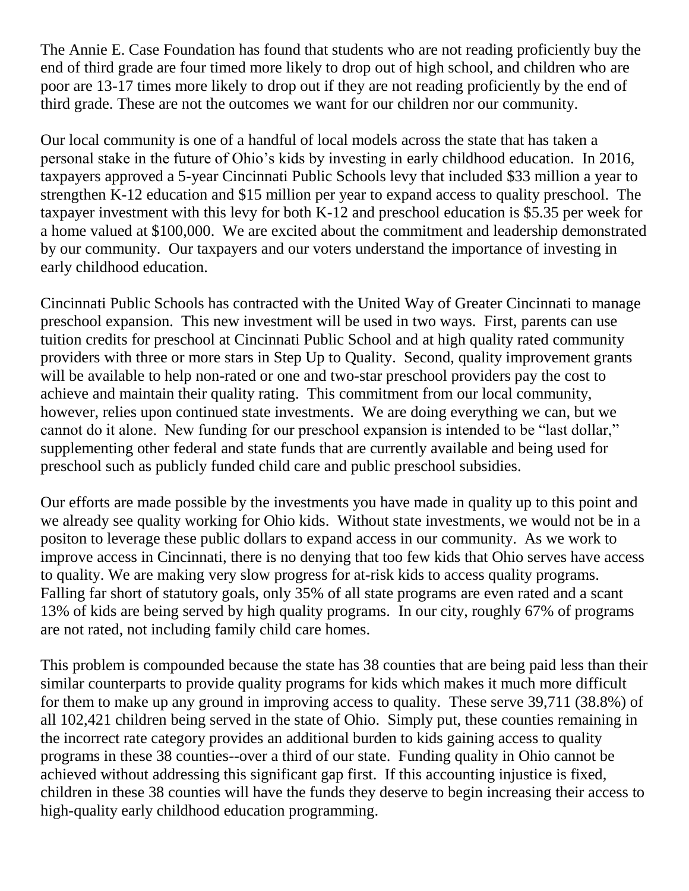The Annie E. Case Foundation has found that students who are not reading proficiently buy the end of third grade are four timed more likely to drop out of high school, and children who are poor are 13-17 times more likely to drop out if they are not reading proficiently by the end of third grade. These are not the outcomes we want for our children nor our community.

Our local community is one of a handful of local models across the state that has taken a personal stake in the future of Ohio's kids by investing in early childhood education. In 2016, taxpayers approved a 5-year Cincinnati Public Schools levy that included $33 million a year to strengthen K-12 education and $15 million per year to expand access to quality preschool. The taxpayer investment with this levy for both K-12 and preschool education is $5.35 per week for a home valued at $100,000. We are excited about the commitment and leadership demonstrated by our community. Our taxpayers and our voters understand the importance of investing in early childhood education.

Cincinnati Public Schools has contracted with the United Way of Greater Cincinnati to manage preschool expansion. This new investment will be used in two ways. First, parents can use tuition credits for preschool at Cincinnati Public School and at high quality rated community providers with three or more stars in Step Up to Quality. Second, quality improvement grants will be available to help non-rated or one and two-star preschool providers pay the cost to achieve and maintain their quality rating. This commitment from our local community, however, relies upon continued state investments. We are doing everything we can, but we cannot do it alone. New funding for our preschool expansion is intended to be "last dollar," supplementing other federal and state funds that are currently available and being used for preschool such as publicly funded child care and public preschool subsidies.

Our efforts are made possible by the investments you have made in quality up to this point and we already see quality working for Ohio kids. Without state investments, we would not be in a positon to leverage these public dollars to expand access in our community. As we work to improve access in Cincinnati, there is no denying that too few kids that Ohio serves have access to quality. We are making very slow progress for at-risk kids to access quality programs. Falling far short of statutory goals, only 35% of all state programs are even rated and a scant 13% of kids are being served by high quality programs. In our city, roughly 67% of programs are not rated, not including family child care homes.

This problem is compounded because the state has 38 counties that are being paid less than their similar counterparts to provide quality programs for kids which makes it much more difficult for them to make up any ground in improving access to quality. These serve 39,711 (38.8%) of all 102,421 children being served in the state of Ohio. Simply put, these counties remaining in the incorrect rate category provides an additional burden to kids gaining access to quality programs in these 38 counties--over a third of our state. Funding quality in Ohio cannot be achieved without addressing this significant gap first. If this accounting injustice is fixed, children in these 38 counties will have the funds they deserve to begin increasing their access to high-quality early childhood education programming.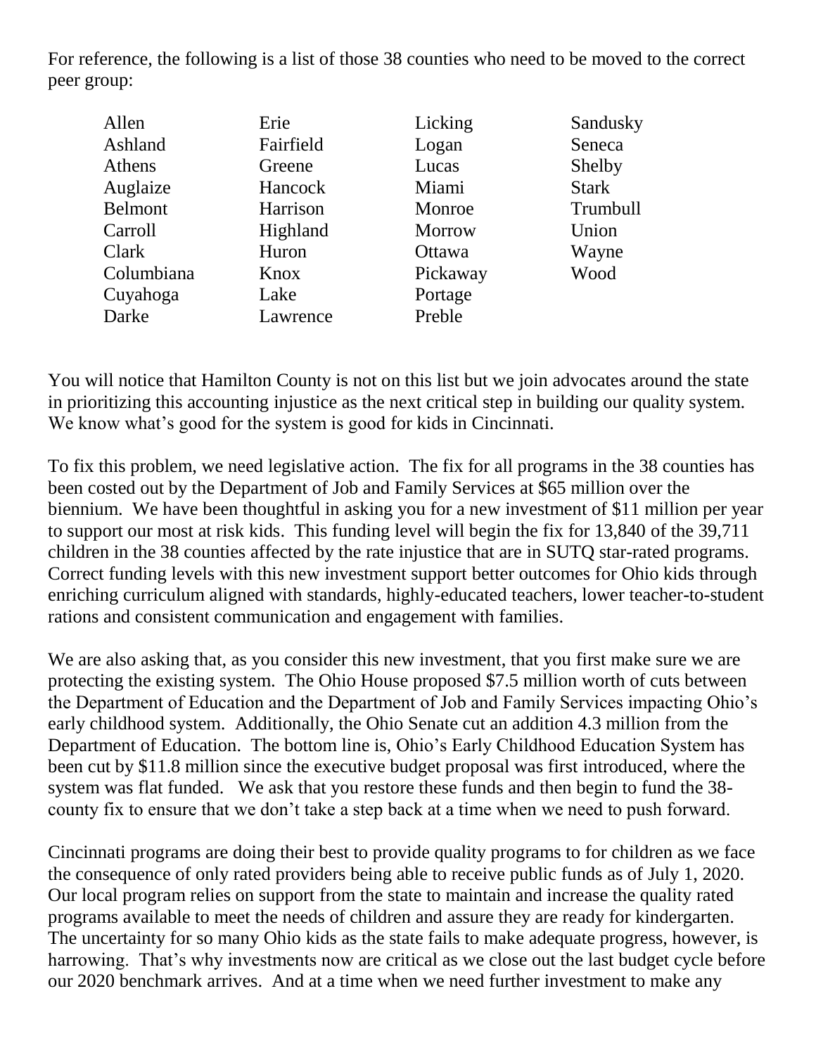For reference, the following is a list of those 38 counties who need to be moved to the correct peer group:

| | | | |
|---|---|---|---|
| Allen | Erie | Licking | Sandusky |
| Ashland | Fairfield | Logan | Seneca |
| Athens | Greene | Lucas | Shelby |
| Auglaize | Hancock | Miami | Stark |
| Belmont | Harrison | Monroe | Trumbull |
| Carroll | Highland | Morrow | Union |
| Clark | Huron | Ottawa | Wayne |
| Columbiana | Knox | Pickaway | Wood |
| Cuyahoga | Lake | Portage | |
| Darke | Lawrence | Preble | |

You will notice that Hamilton County is not on this list but we join advocates around the state in prioritizing this accounting injustice as the next critical step in building our quality system. We know what's good for the system is good for kids in Cincinnati.

To fix this problem, we need legislative action. The fix for all programs in the 38 counties has been costed out by the Department of Job and Family Services at $65 million over the biennium. We have been thoughtful in asking you for a new investment of $11 million per year to support our most at risk kids. This funding level will begin the fix for 13,840 of the 39,711 children in the 38 counties affected by the rate injustice that are in SUTQ star-rated programs. Correct funding levels with this new investment support better outcomes for Ohio kids through enriching curriculum aligned with standards, highly-educated teachers, lower teacher-to-student rations and consistent communication and engagement with families.

We are also asking that, as you consider this new investment, that you first make sure we are protecting the existing system. The Ohio House proposed $7.5 million worth of cuts between the Department of Education and the Department of Job and Family Services impacting Ohio's early childhood system. Additionally, the Ohio Senate cut an addition 4.3 million from the Department of Education. The bottom line is, Ohio's Early Childhood Education System has been cut by $11.8 million since the executive budget proposal was first introduced, where the system was flat funded. We ask that you restore these funds and then begin to fund the 38-county fix to ensure that we don't take a step back at a time when we need to push forward.

Cincinnati programs are doing their best to provide quality programs to for children as we face the consequence of only rated providers being able to receive public funds as of July 1, 2020. Our local program relies on support from the state to maintain and increase the quality rated programs available to meet the needs of children and assure they are ready for kindergarten. The uncertainty for so many Ohio kids as the state fails to make adequate progress, however, is harrowing. That's why investments now are critical as we close out the last budget cycle before our 2020 benchmark arrives. And at a time when we need further investment to make any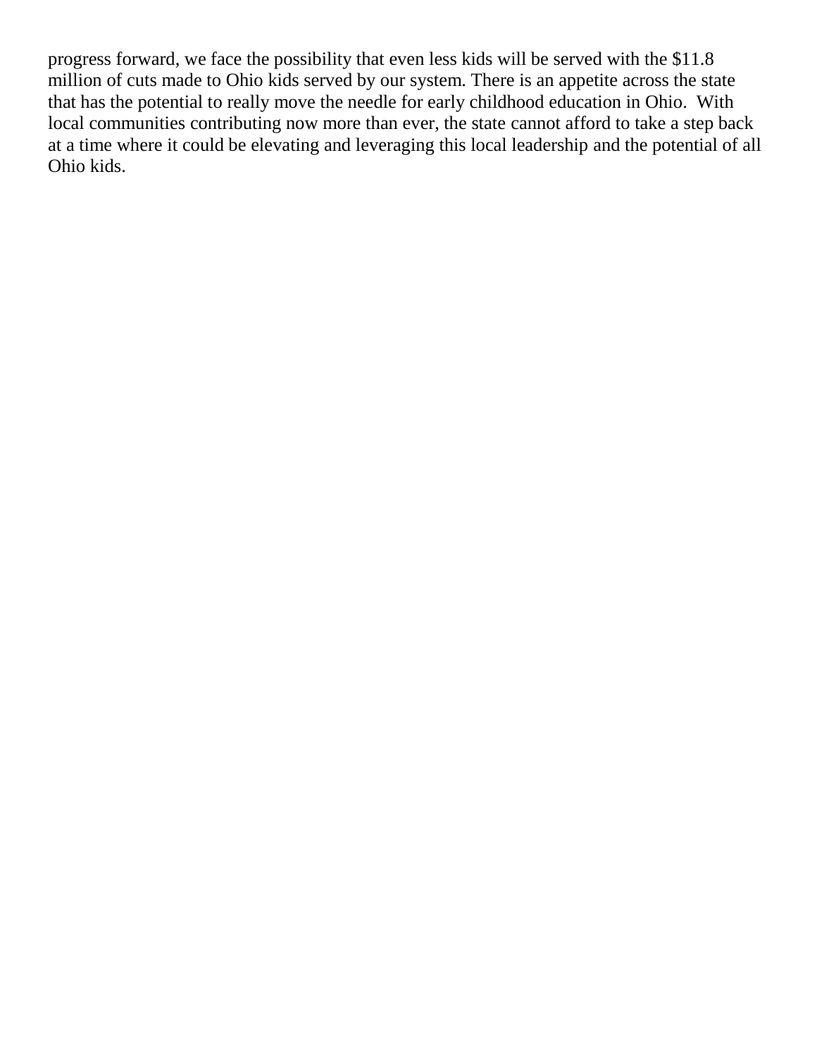progress forward, we face the possibility that even less kids will be served with the $11.8 million of cuts made to Ohio kids served by our system. There is an appetite across the state that has the potential to really move the needle for early childhood education in Ohio. With local communities contributing now more than ever, the state cannot afford to take a step back at a time where it could be elevating and leveraging this local leadership and the potential of all Ohio kids.